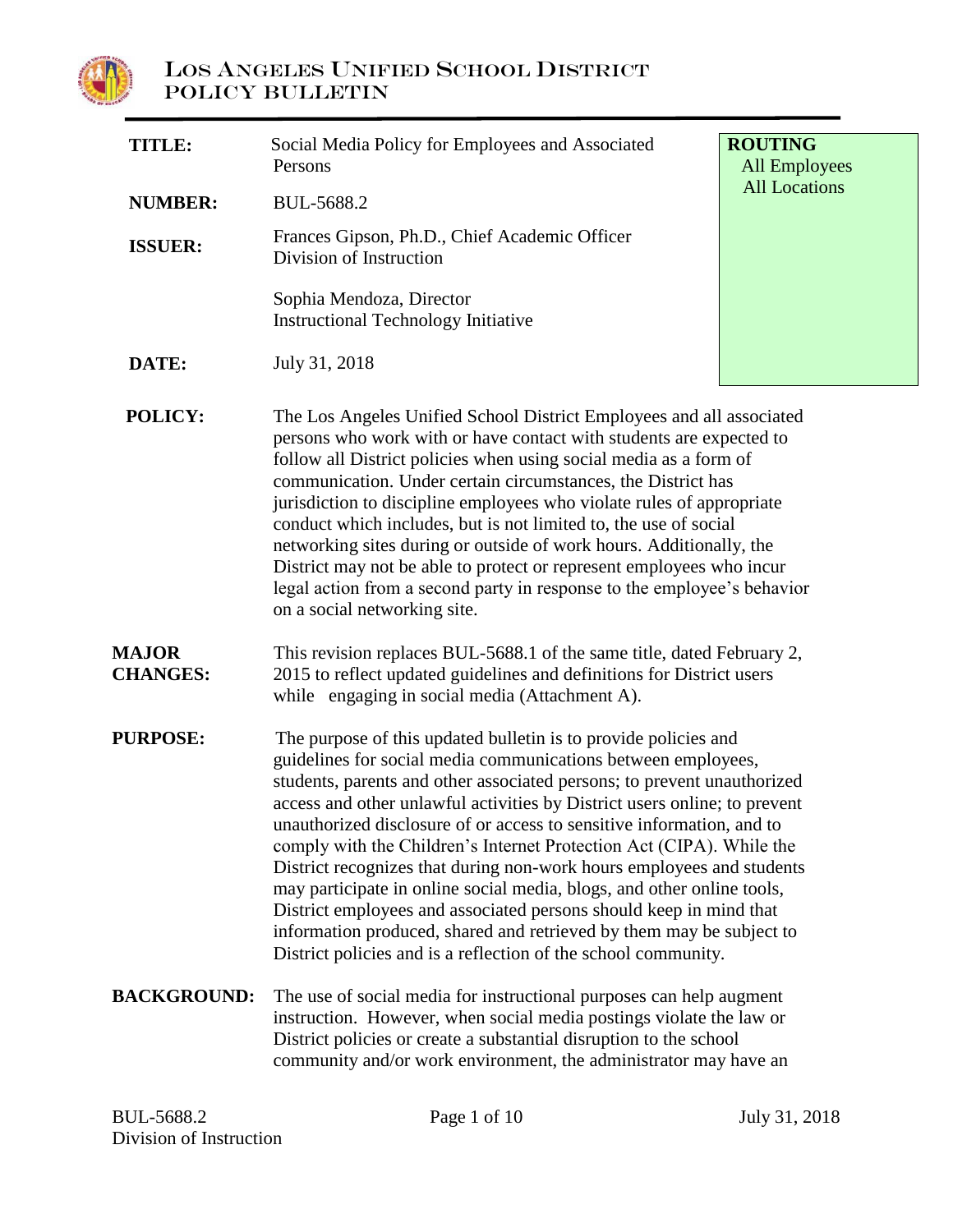# LOS ANGELES UNIFIED SCHOOL DISTRICT
## POLICY BULLETIN

| | | |
|---|---|---|
| **TITLE:** | Social Media Policy for Employees and Associated Persons | **ROUTING** All Employees All Locations |
| **NUMBER:** | BUL-5688.2 | |
| **ISSUER:** | Frances Gipson, Ph.D., Chief Academic Officer Division of Instruction<br><br>Sophia Mendoza, Director Instructional Technology Initiative | |
| **DATE:** | July 31, 2018 | |

**POLICY:** The Los Angeles Unified School District Employees and all associated persons who work with or have contact with students are expected to follow all District policies when using social media as a form of communication. Under certain circumstances, the District has jurisdiction to discipline employees who violate rules of appropriate conduct which includes, but is not limited to, the use of social networking sites during or outside of work hours. Additionally, the District may not be able to protect or represent employees who incur legal action from a second party in response to the employee's behavior on a social networking site.

**MAJOR CHANGES:** This revision replaces BUL-5688.1 of the same title, dated February 2, 2015 to reflect updated guidelines and definitions for District users while engaging in social media (Attachment A).

**PURPOSE:** The purpose of this updated bulletin is to provide policies and guidelines for social media communications between employees, students, parents and other associated persons; to prevent unauthorized access and other unlawful activities by District users online; to prevent unauthorized disclosure of or access to sensitive information, and to comply with the Children's Internet Protection Act (CIPA). While the District recognizes that during non-work hours employees and students may participate in online social media, blogs, and other online tools, District employees and associated persons should keep in mind that information produced, shared and retrieved by them may be subject to District policies and is a reflection of the school community.

**BACKGROUND:** The use of social media for instructional purposes can help augment instruction. However, when social media postings violate the law or District policies or create a substantial disruption to the school community and/or work environment, the administrator may have an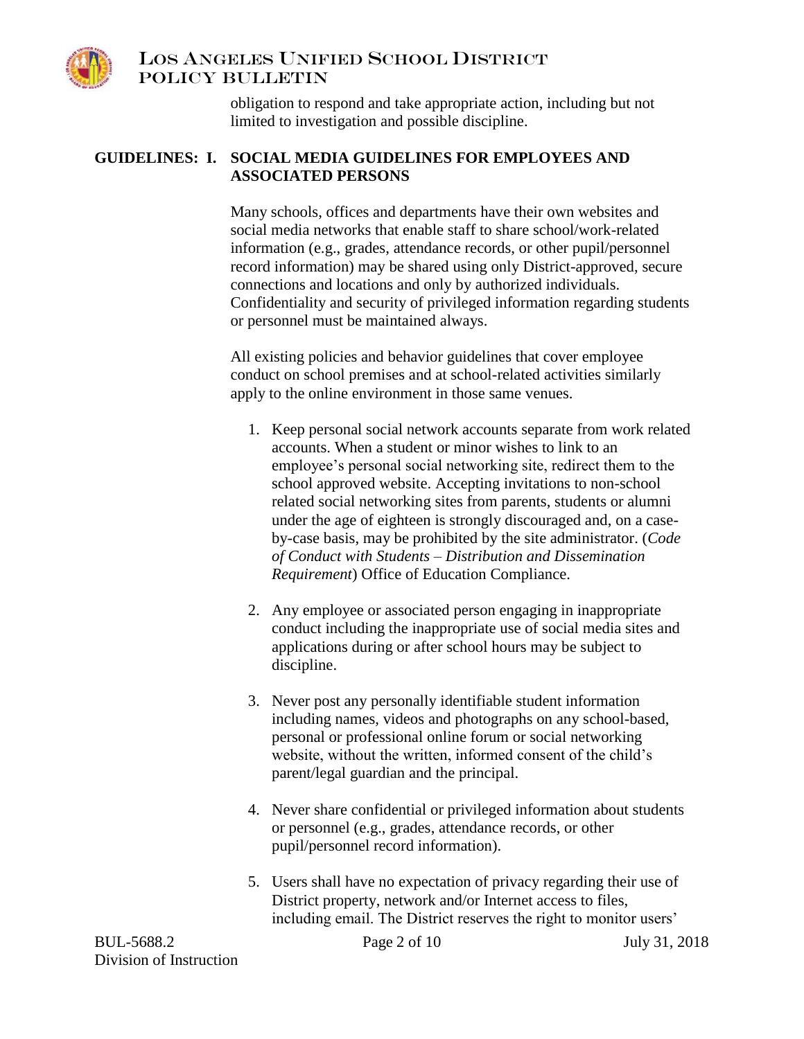obligation to respond and take appropriate action, including but not limited to investigation and possible discipline.

**GUIDELINES: I. SOCIAL MEDIA GUIDELINES FOR EMPLOYEES AND ASSOCIATED PERSONS**

Many schools, offices and departments have their own websites and social media networks that enable staff to share school/work-related information (e.g., grades, attendance records, or other pupil/personnel record information) may be shared using only District-approved, secure connections and locations and only by authorized individuals. Confidentiality and security of privileged information regarding students or personnel must be maintained always.

All existing policies and behavior guidelines that cover employee conduct on school premises and at school-related activities similarly apply to the online environment in those same venues.

1. Keep personal social network accounts separate from work related accounts. When a student or minor wishes to link to an employee's personal social networking site, redirect them to the school approved website. Accepting invitations to non-school related social networking sites from parents, students or alumni under the age of eighteen is strongly discouraged and, on a case-by-case basis, may be prohibited by the site administrator. (*Code of Conduct with Students – Distribution and Dissemination Requirement*) Office of Education Compliance.

2. Any employee or associated person engaging in inappropriate conduct including the inappropriate use of social media sites and applications during or after school hours may be subject to discipline.

3. Never post any personally identifiable student information including names, videos and photographs on any school-based, personal or professional online forum or social networking website, without the written, informed consent of the child's parent/legal guardian and the principal.

4. Never share confidential or privileged information about students or personnel (e.g., grades, attendance records, or other pupil/personnel record information).

5. Users shall have no expectation of privacy regarding their use of District property, network and/or Internet access to files, including email. The District reserves the right to monitor users'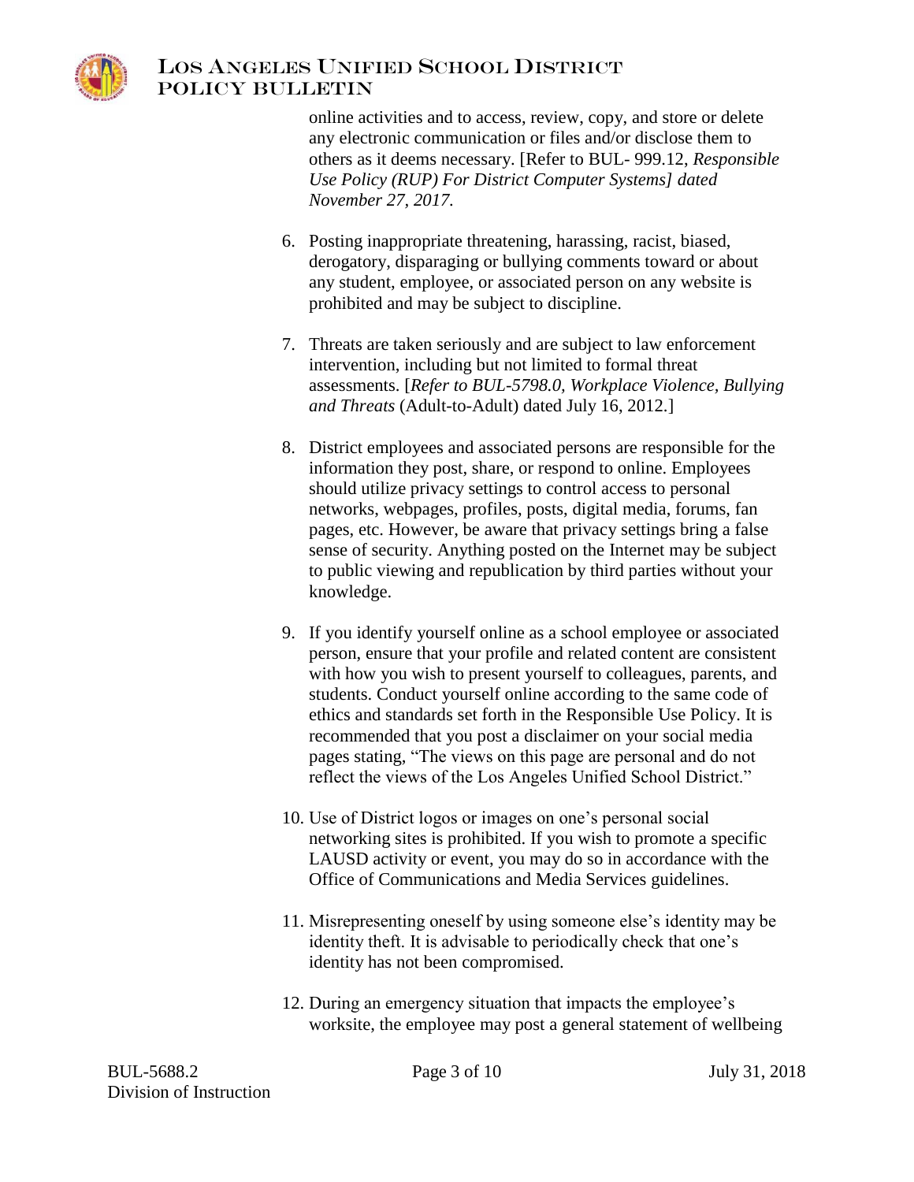online activities and to access, review, copy, and store or delete any electronic communication or files and/or disclose them to others as it deems necessary. [Refer to BUL- 999.12, *Responsible Use Policy (RUP) For District Computer Systems] dated November 27, 2017*.

6. Posting inappropriate threatening, harassing, racist, biased, derogatory, disparaging or bullying comments toward or about any student, employee, or associated person on any website is prohibited and may be subject to discipline.

7. Threats are taken seriously and are subject to law enforcement intervention, including but not limited to formal threat assessments. [*Refer to BUL-5798.0, Workplace Violence, Bullying and Threats* (Adult-to-Adult) dated July 16, 2012.]

8. District employees and associated persons are responsible for the information they post, share, or respond to online. Employees should utilize privacy settings to control access to personal networks, webpages, profiles, posts, digital media, forums, fan pages, etc. However, be aware that privacy settings bring a false sense of security. Anything posted on the Internet may be subject to public viewing and republication by third parties without your knowledge.

9. If you identify yourself online as a school employee or associated person, ensure that your profile and related content are consistent with how you wish to present yourself to colleagues, parents, and students. Conduct yourself online according to the same code of ethics and standards set forth in the Responsible Use Policy. It is recommended that you post a disclaimer on your social media pages stating, "The views on this page are personal and do not reflect the views of the Los Angeles Unified School District."

10. Use of District logos or images on one's personal social networking sites is prohibited. If you wish to promote a specific LAUSD activity or event, you may do so in accordance with the Office of Communications and Media Services guidelines.

11. Misrepresenting oneself by using someone else's identity may be identity theft. It is advisable to periodically check that one's identity has not been compromised.

12. During an emergency situation that impacts the employee's worksite, the employee may post a general statement of wellbeing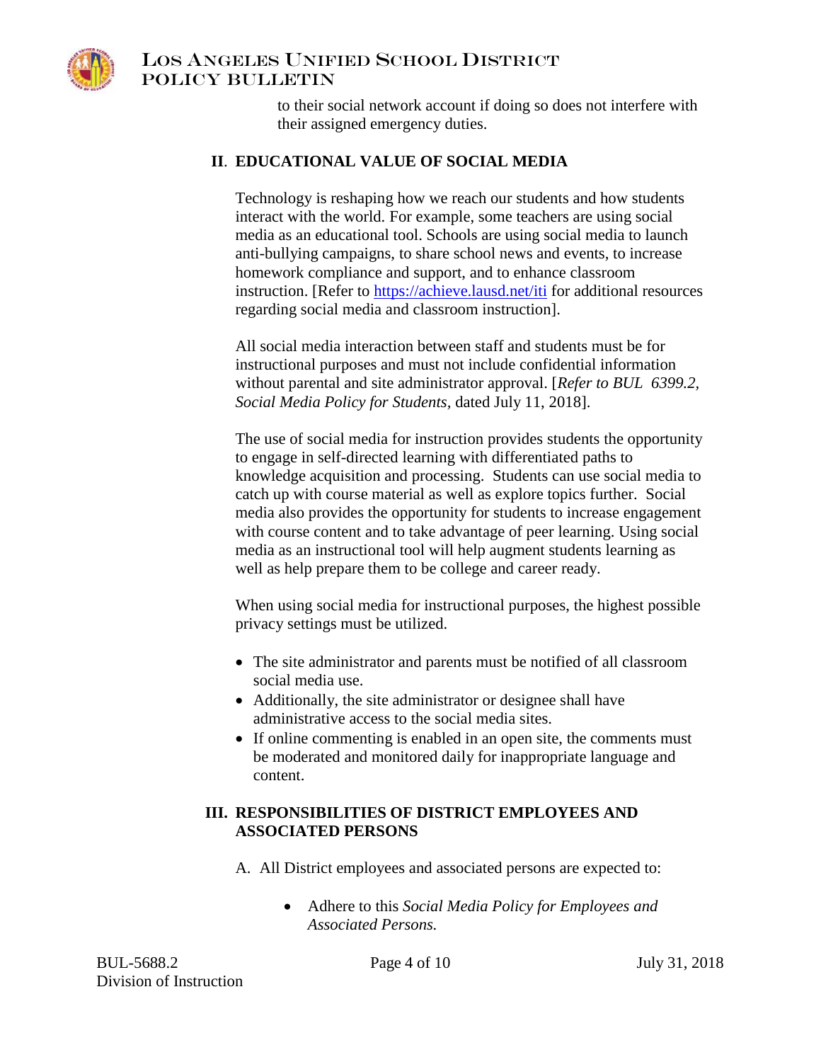to their social network account if doing so does not interfere with their assigned emergency duties.

## II. EDUCATIONAL VALUE OF SOCIAL MEDIA

Technology is reshaping how we reach our students and how students interact with the world. For example, some teachers are using social media as an educational tool. Schools are using social media to launch anti-bullying campaigns, to share school news and events, to increase homework compliance and support, and to enhance classroom instruction. [Refer to https://achieve.lausd.net/iti for additional resources regarding social media and classroom instruction].

All social media interaction between staff and students must be for instructional purposes and must not include confidential information without parental and site administrator approval. [*Refer to BUL 6399.2, Social Media Policy for Students,* dated July 11, 2018].

The use of social media for instruction provides students the opportunity to engage in self-directed learning with differentiated paths to knowledge acquisition and processing. Students can use social media to catch up with course material as well as explore topics further. Social media also provides the opportunity for students to increase engagement with course content and to take advantage of peer learning. Using social media as an instructional tool will help augment students learning as well as help prepare them to be college and career ready.

When using social media for instructional purposes, the highest possible privacy settings must be utilized.

- The site administrator and parents must be notified of all classroom social media use.
- Additionally, the site administrator or designee shall have administrative access to the social media sites.
- If online commenting is enabled in an open site, the comments must be moderated and monitored daily for inappropriate language and content.

## III. RESPONSIBILITIES OF DISTRICT EMPLOYEES AND ASSOCIATED PERSONS

A. All District employees and associated persons are expected to:

- Adhere to this *Social Media Policy for Employees and Associated Persons.*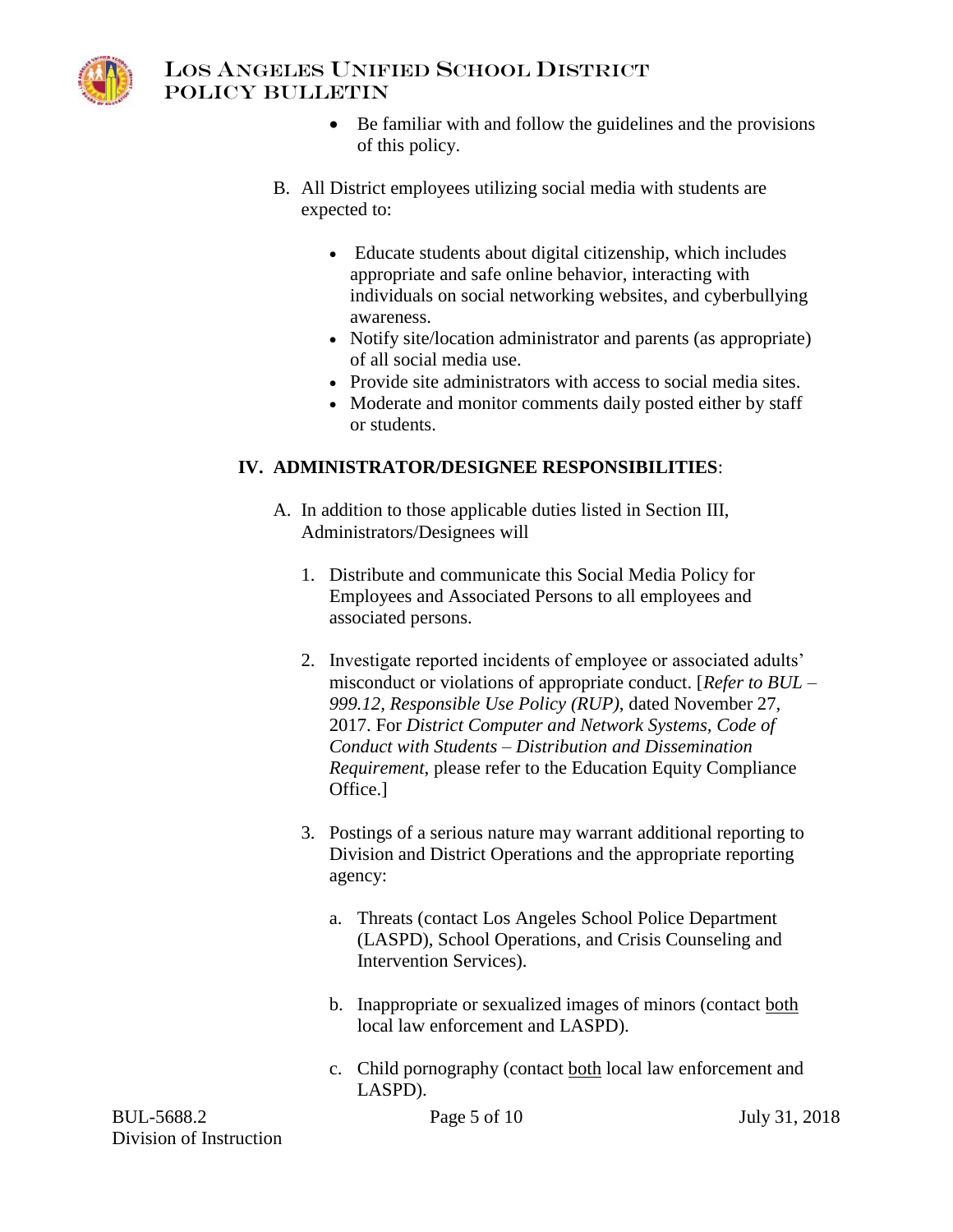- Be familiar with and follow the guidelines and the provisions of this policy.

B. All District employees utilizing social media with students are expected to:

- Educate students about digital citizenship, which includes appropriate and safe online behavior, interacting with individuals on social networking websites, and cyberbullying awareness.
- Notify site/location administrator and parents (as appropriate) of all social media use.
- Provide site administrators with access to social media sites.
- Moderate and monitor comments daily posted either by staff or students.

## IV. ADMINISTRATOR/DESIGNEE RESPONSIBILITIES:

A. In addition to those applicable duties listed in Section III, Administrators/Designees will

1. Distribute and communicate this Social Media Policy for Employees and Associated Persons to all employees and associated persons.

2. Investigate reported incidents of employee or associated adults' misconduct or violations of appropriate conduct. [*Refer to BUL – 999.12, Responsible Use Policy (RUP)*, dated November 27, 2017. For *District Computer and Network Systems, Code of Conduct with Students – Distribution and Dissemination Requirement*, please refer to the Education Equity Compliance Office.]

3. Postings of a serious nature may warrant additional reporting to Division and District Operations and the appropriate reporting agency:

   a. Threats (contact Los Angeles School Police Department (LASPD), School Operations, and Crisis Counseling and Intervention Services).

   b. Inappropriate or sexualized images of minors (contact <u>both</u> local law enforcement and LASPD).

   c. Child pornography (contact <u>both</u> local law enforcement and LASPD).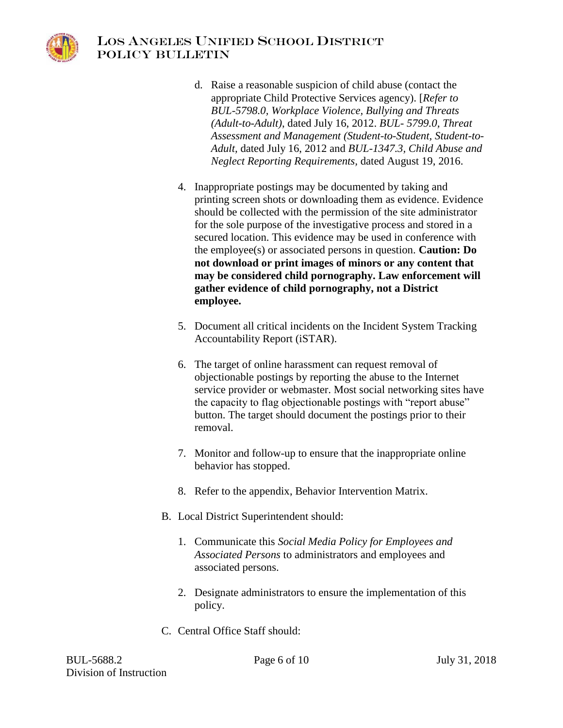d. Raise a reasonable suspicion of child abuse (contact the appropriate Child Protective Services agency). [*Refer to BUL-5798.0, Workplace Violence, Bullying and Threats (Adult-to-Adult)*, dated July 16, 2012. *BUL- 5799.0, Threat Assessment and Management (Student-to-Student, Student-to-Adult*, dated July 16, 2012 and *BUL-1347.3, Child Abuse and Neglect Reporting Requirements*, dated August 19, 2016.

4. Inappropriate postings may be documented by taking and printing screen shots or downloading them as evidence. Evidence should be collected with the permission of the site administrator for the sole purpose of the investigative process and stored in a secured location. This evidence may be used in conference with the employee(s) or associated persons in question. **Caution: Do not download or print images of minors or any content that may be considered child pornography. Law enforcement will gather evidence of child pornography, not a District employee.**

5. Document all critical incidents on the Incident System Tracking Accountability Report (iSTAR).

6. The target of online harassment can request removal of objectionable postings by reporting the abuse to the Internet service provider or webmaster. Most social networking sites have the capacity to flag objectionable postings with "report abuse" button. The target should document the postings prior to their removal.

7. Monitor and follow-up to ensure that the inappropriate online behavior has stopped.

8. Refer to the appendix, Behavior Intervention Matrix.

B. Local District Superintendent should:

   1. Communicate this *Social Media Policy for Employees and Associated Persons* to administrators and employees and associated persons.

   2. Designate administrators to ensure the implementation of this policy.

C. Central Office Staff should: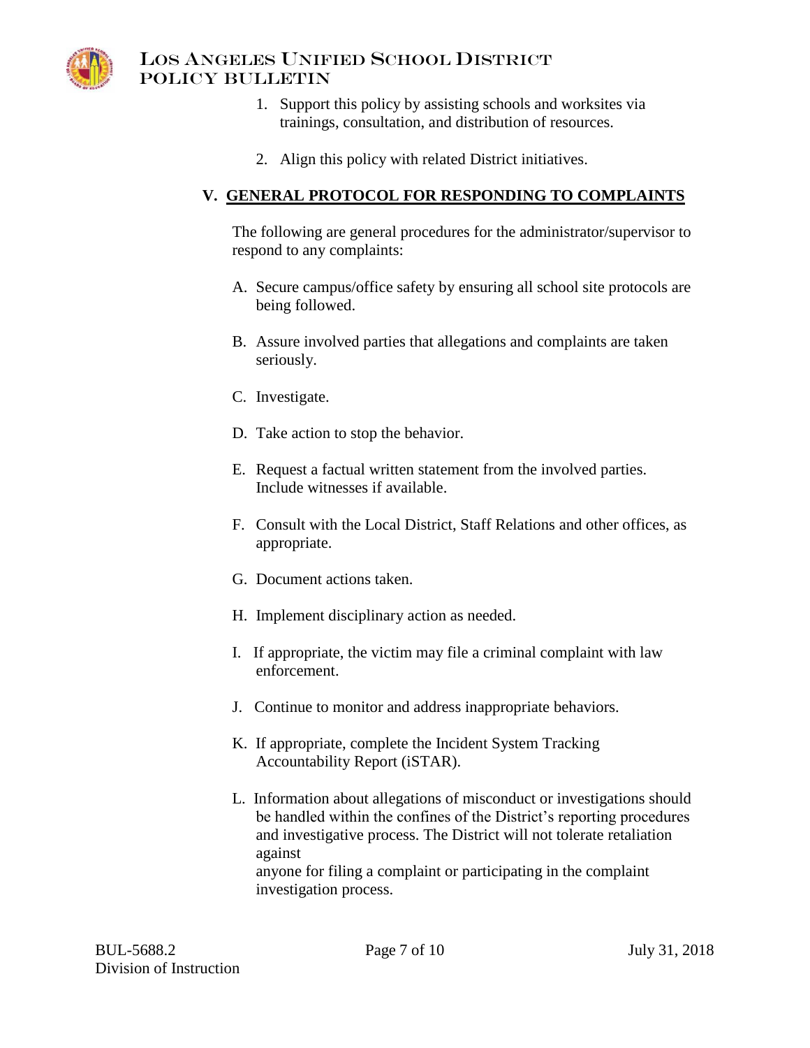1. Support this policy by assisting schools and worksites via trainings, consultation, and distribution of resources.

2. Align this policy with related District initiatives.

## V. GENERAL PROTOCOL FOR RESPONDING TO COMPLAINTS

The following are general procedures for the administrator/supervisor to respond to any complaints:

A. Secure campus/office safety by ensuring all school site protocols are being followed.

B. Assure involved parties that allegations and complaints are taken seriously.

C. Investigate.

D. Take action to stop the behavior.

E. Request a factual written statement from the involved parties. Include witnesses if available.

F. Consult with the Local District, Staff Relations and other offices, as appropriate.

G. Document actions taken.

H. Implement disciplinary action as needed.

I. If appropriate, the victim may file a criminal complaint with law enforcement.

J. Continue to monitor and address inappropriate behaviors.

K. If appropriate, complete the Incident System Tracking Accountability Report (iSTAR).

L. Information about allegations of misconduct or investigations should be handled within the confines of the District's reporting procedures and investigative process. The District will not tolerate retaliation against anyone for filing a complaint or participating in the complaint investigation process.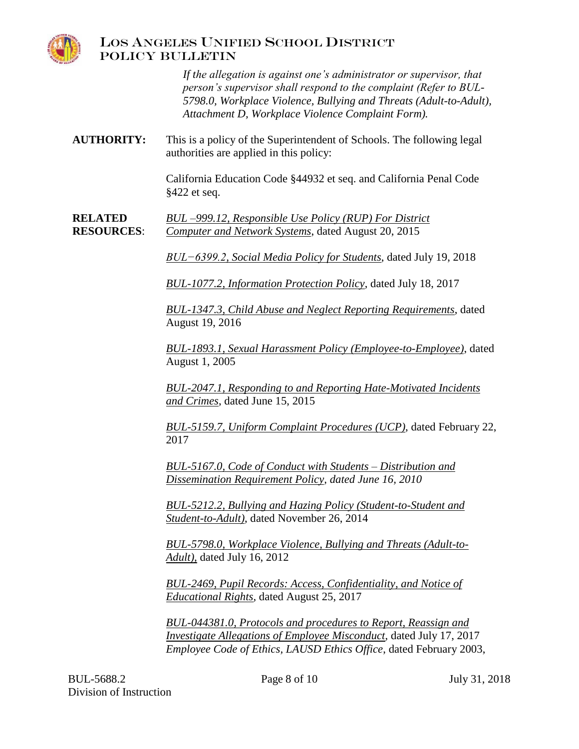*If the allegation is against one's administrator or supervisor, that person's supervisor shall respond to the complaint (Refer to BUL-5798.0, Workplace Violence, Bullying and Threats (Adult-to-Adult), Attachment D, Workplace Violence Complaint Form).*

**AUTHORITY:** This is a policy of the Superintendent of Schools. The following legal authorities are applied in this policy:

California Education Code §44932 et seq. and California Penal Code §422 et seq.

**RELATED RESOURCES:**

*BUL –999.12, Responsible Use Policy (RUP) For District Computer and Network Systems*, dated August 20, 2015

*BUL−6399.2, Social Media Policy for Students*, dated July 19, 2018

*BUL-1077.2, Information Protection Policy*, dated July 18, 2017

*BUL-1347.3, Child Abuse and Neglect Reporting Requirements*, dated August 19, 2016

*BUL-1893.1, Sexual Harassment Policy (Employee-to-Employee)*, dated August 1, 2005

*BUL-2047.1, Responding to and Reporting Hate-Motivated Incidents and Crimes*, dated June 15, 2015

*BUL-5159.7, Uniform Complaint Procedures (UCP)*, dated February 22, 2017

*BUL-5167.0, Code of Conduct with Students – Distribution and Dissemination Requirement Policy, dated June 16, 2010*

*BUL-5212.2, Bullying and Hazing Policy (Student-to-Student and Student-to-Adult)*, dated November 26, 2014

*BUL-5798.0, Workplace Violence, Bullying and Threats (Adult-to-Adult),* dated July 16, 2012

*BUL-2469, Pupil Records: Access, Confidentiality, and Notice of Educational Rights*, dated August 25, 2017

*BUL-044381.0, Protocols and procedures to Report, Reassign and Investigate Allegations of Employee Misconduct*, dated July 17, 2017
*Employee Code of Ethics, LAUSD Ethics Office*, dated February 2003,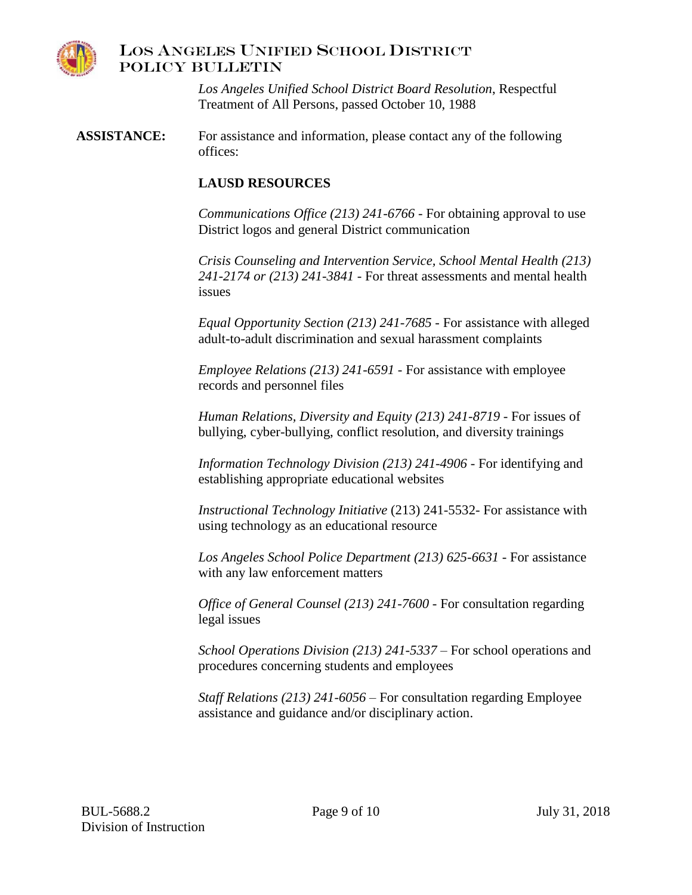*Los Angeles Unified School District Board Resolution*, Respectful Treatment of All Persons, passed October 10, 1988

**ASSISTANCE:** For assistance and information, please contact any of the following offices:

**LAUSD RESOURCES**

*Communications Office (213) 241-6766* - For obtaining approval to use District logos and general District communication

*Crisis Counseling and Intervention Service, School Mental Health (213) 241-2174 or (213) 241-3841* - For threat assessments and mental health issues

*Equal Opportunity Section (213) 241-7685* - For assistance with alleged adult-to-adult discrimination and sexual harassment complaints

*Employee Relations (213) 241-6591* - For assistance with employee records and personnel files

*Human Relations, Diversity and Equity (213) 241-8719* - For issues of bullying, cyber-bullying, conflict resolution, and diversity trainings

*Information Technology Division (213) 241-4906* - For identifying and establishing appropriate educational websites

*Instructional Technology Initiative* (213) 241-5532- For assistance with using technology as an educational resource

*Los Angeles School Police Department (213) 625-6631* - For assistance with any law enforcement matters

*Office of General Counsel (213) 241-7600* - For consultation regarding legal issues

*School Operations Division (213) 241-5337* – For school operations and procedures concerning students and employees

*Staff Relations (213) 241-6056* – For consultation regarding Employee assistance and guidance and/or disciplinary action.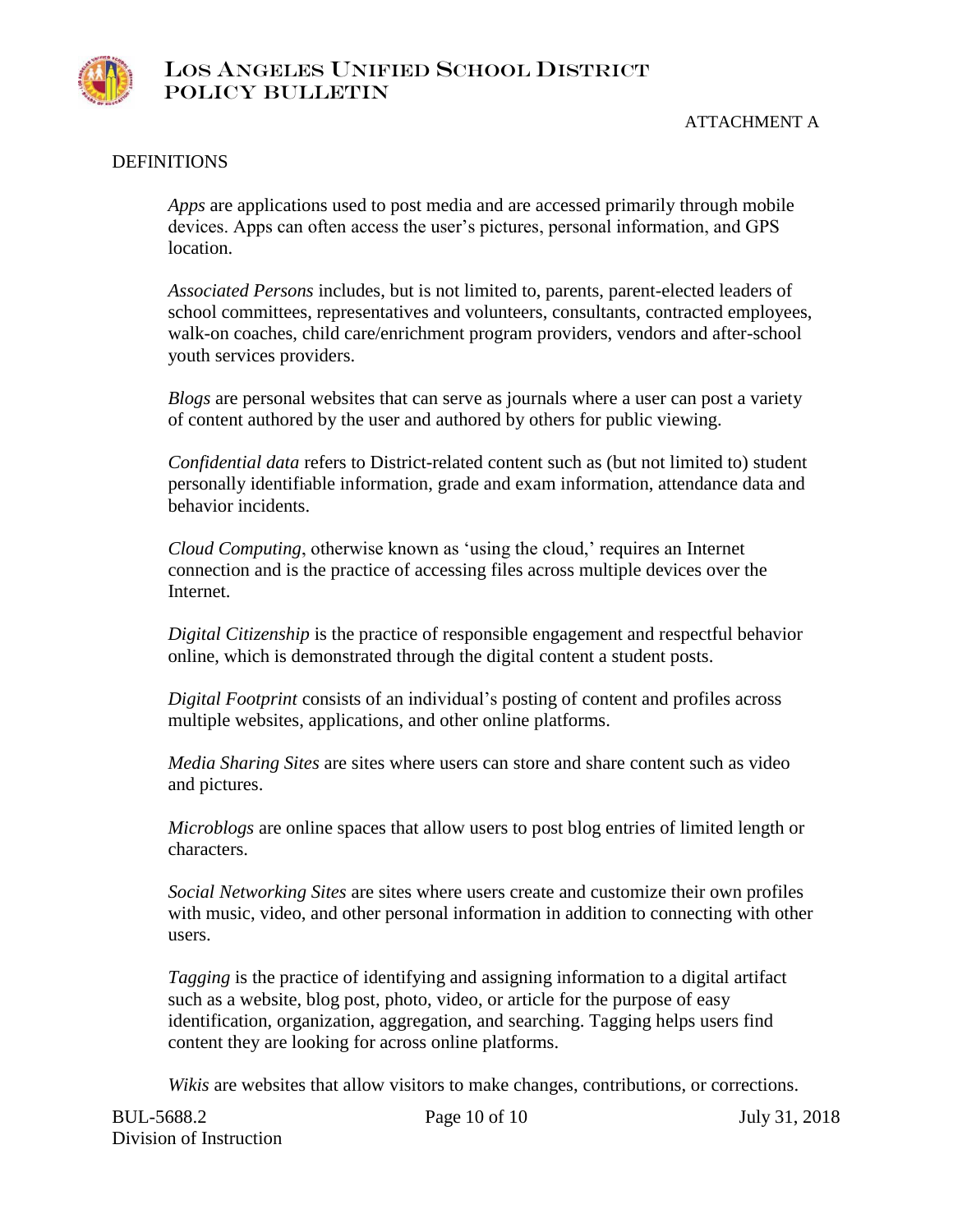ATTACHMENT A

DEFINITIONS

*Apps* are applications used to post media and are accessed primarily through mobile devices. Apps can often access the user's pictures, personal information, and GPS location.

*Associated Persons* includes, but is not limited to, parents, parent-elected leaders of school committees, representatives and volunteers, consultants, contracted employees, walk-on coaches, child care/enrichment program providers, vendors and after-school youth services providers.

*Blogs* are personal websites that can serve as journals where a user can post a variety of content authored by the user and authored by others for public viewing.

*Confidential data* refers to District-related content such as (but not limited to) student personally identifiable information, grade and exam information, attendance data and behavior incidents.

*Cloud Computing*, otherwise known as 'using the cloud,' requires an Internet connection and is the practice of accessing files across multiple devices over the Internet.

*Digital Citizenship* is the practice of responsible engagement and respectful behavior online, which is demonstrated through the digital content a student posts.

*Digital Footprint* consists of an individual's posting of content and profiles across multiple websites, applications, and other online platforms.

*Media Sharing Sites* are sites where users can store and share content such as video and pictures.

*Microblogs* are online spaces that allow users to post blog entries of limited length or characters.

*Social Networking Sites* are sites where users create and customize their own profiles with music, video, and other personal information in addition to connecting with other users.

*Tagging* is the practice of identifying and assigning information to a digital artifact such as a website, blog post, photo, video, or article for the purpose of easy identification, organization, aggregation, and searching. Tagging helps users find content they are looking for across online platforms.

*Wikis* are websites that allow visitors to make changes, contributions, or corrections.